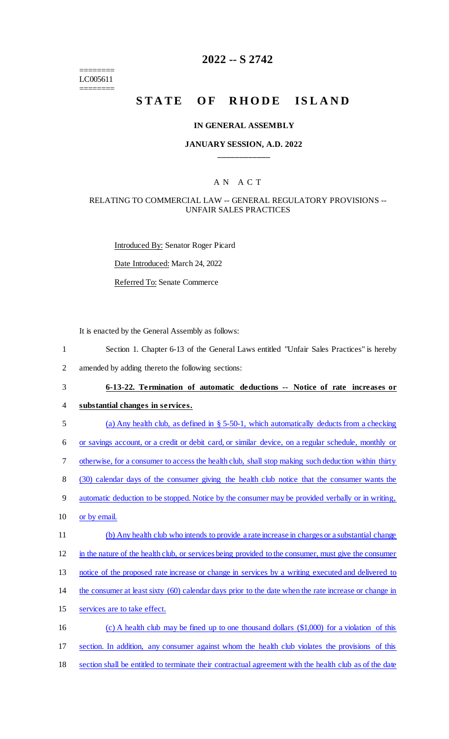========
LC005611
========

# 2022 -- S 2742

# STATE OF RHODE ISLAND

## IN GENERAL ASSEMBLY

### JANUARY SESSION, A.D. 2022

---

## A N A C T

### RELATING TO COMMERCIAL LAW -- GENERAL REGULATORY PROVISIONS -- UNFAIR SALES PRACTICES

Introduced By: Senator Roger Picard

Date Introduced: March 24, 2022

Referred To: Senate Commerce

It is enacted by the General Assembly as follows:

1 Section 1. Chapter 6-13 of the General Laws entitled "Unfair Sales Practices" is hereby
2 amended by adding thereto the following sections:

3 **6-13-22. Termination of automatic deductions -- Notice of rate increases or**
4 **substantial changes in services.**

5 (a) Any health club, as defined in § 5-50-1, which automatically deducts from a checking
6 or savings account, or a credit or debit card, or similar device, on a regular schedule, monthly or
7 otherwise, for a consumer to access the health club, shall stop making such deduction within thirty
8 (30) calendar days of the consumer giving the health club notice that the consumer wants the
9 automatic deduction to be stopped. Notice by the consumer may be provided verbally or in writing,
10 or by email.

11 (b) Any health club who intends to provide a rate increase in charges or a substantial change
12 in the nature of the health club, or services being provided to the consumer, must give the consumer
13 notice of the proposed rate increase or change in services by a writing executed and delivered to
14 the consumer at least sixty (60) calendar days prior to the date when the rate increase or change in
15 services are to take effect.

16 (c) A health club may be fined up to one thousand dollars ($1,000) for a violation of this
17 section. In addition, any consumer against whom the health club violates the provisions of this
18 section shall be entitled to terminate their contractual agreement with the health club as of the date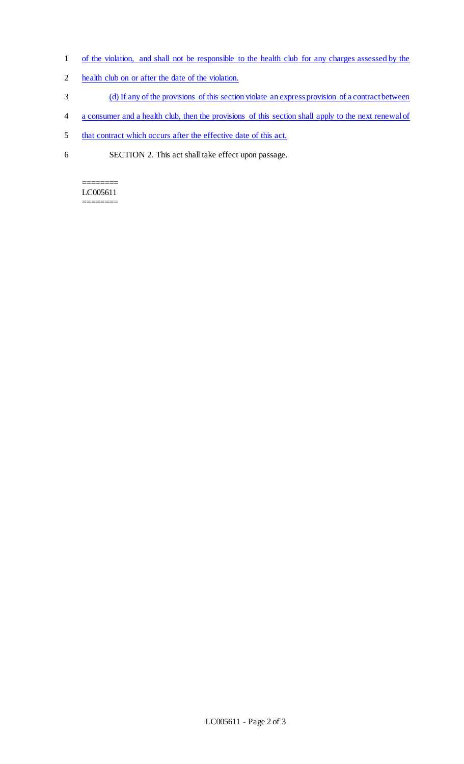of the violation, and shall not be responsible to the health club for any charges assessed by the health club on or after the date of the violation.

(d) If any of the provisions of this section violate an express provision of a contract between a consumer and a health club, then the provisions of this section shall apply to the next renewal of that contract which occurs after the effective date of this act.

SECTION 2. This act shall take effect upon passage.

========
LC005611
========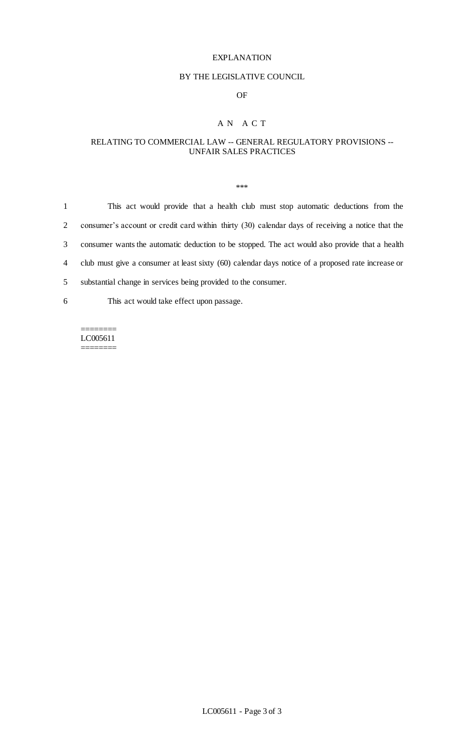EXPLANATION

BY THE LEGISLATIVE COUNCIL

OF

A N A C T

RELATING TO COMMERCIAL LAW -- GENERAL REGULATORY PROVISIONS -- UNFAIR SALES PRACTICES

\*\*\*

1 This act would provide that a health club must stop automatic deductions from the
2 consumer's account or credit card within thirty (30) calendar days of receiving a notice that the
3 consumer wants the automatic deduction to be stopped. The act would also provide that a health
4 club must give a consumer at least sixty (60) calendar days notice of a proposed rate increase or
5 substantial change in services being provided to the consumer.
6 This act would take effect upon passage.

========
LC005611
========